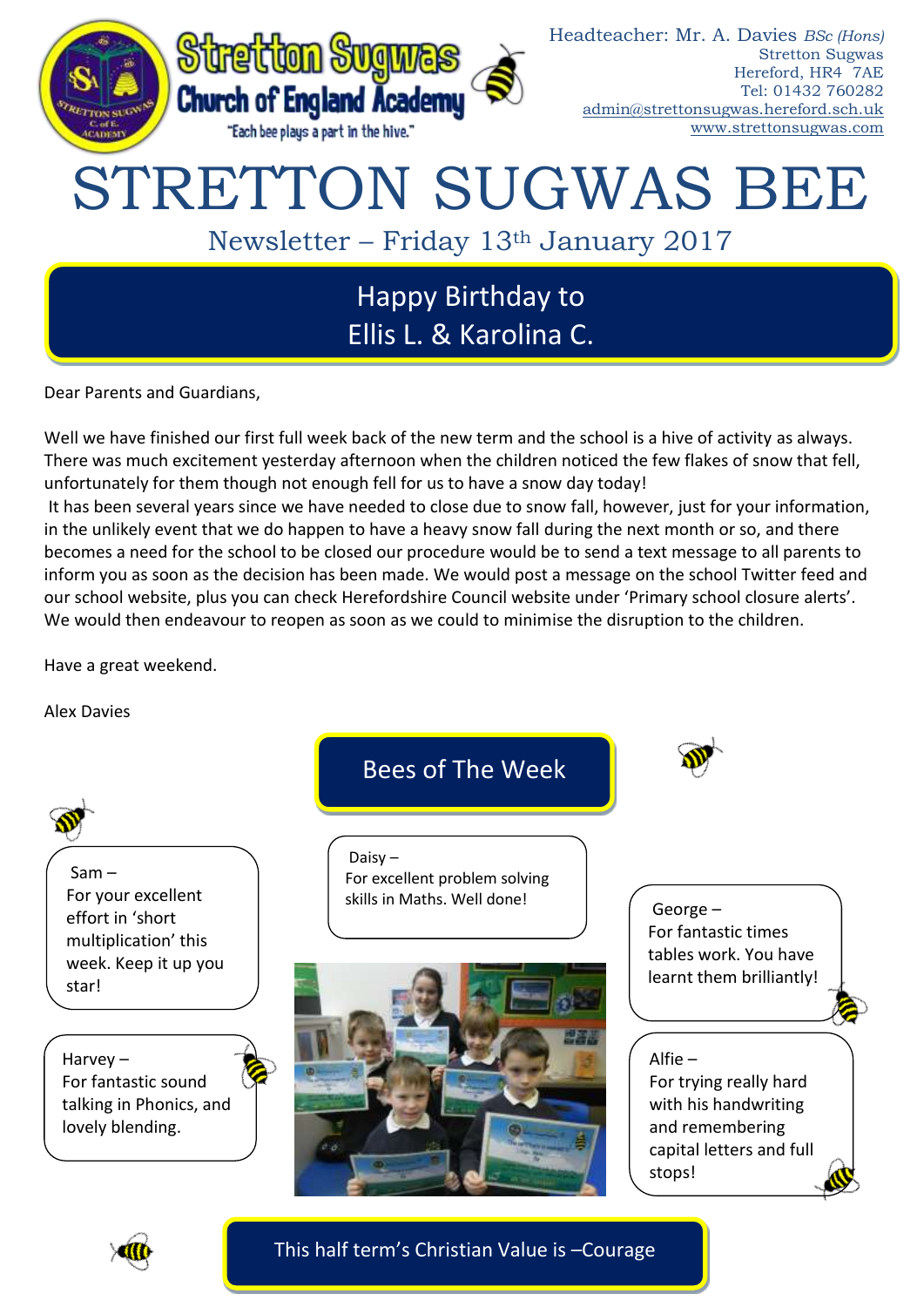Stretton Sugwas Church of England Academy

"Each bee plays a part in the hive."

Headteacher: Mr. A. Davies *BSc (Hons)*
Stretton Sugwas
Hereford, HR4 7AE
Tel: 01432 760282
admin@strettonsugwas.hereford.sch.uk
www.strettonsugwas.com

# STRETTON SUGWAS BEE

## Newsletter – Friday 13th January 2017

### Happy Birthday to Ellis L. & Karolina C.

Dear Parents and Guardians,

Well we have finished our first full week back of the new term and the school is a hive of activity as always. There was much excitement yesterday afternoon when the children noticed the few flakes of snow that fell, unfortunately for them though not enough fell for us to have a snow day today!

It has been several years since we have needed to close due to snow fall, however, just for your information, in the unlikely event that we do happen to have a heavy snow fall during the next month or so, and there becomes a need for the school to be closed our procedure would be to send a text message to all parents to inform you as soon as the decision has been made. We would post a message on the school Twitter feed and our school website, plus you can check Herefordshire Council website under 'Primary school closure alerts'. We would then endeavour to reopen as soon as we could to minimise the disruption to the children.

Have a great weekend.

Alex Davies

### Bees of The Week

Sam – For your excellent effort in 'short multiplication' this week. Keep it up you star!

Daisy – For excellent problem solving skills in Maths. Well done!

George – For fantastic times tables work. You have learnt them brilliantly!

Harvey – For fantastic sound talking in Phonics, and lovely blending.

Alfie – For trying really hard with his handwriting and remembering capital letters and full stops!

### This half term's Christian Value is –Courage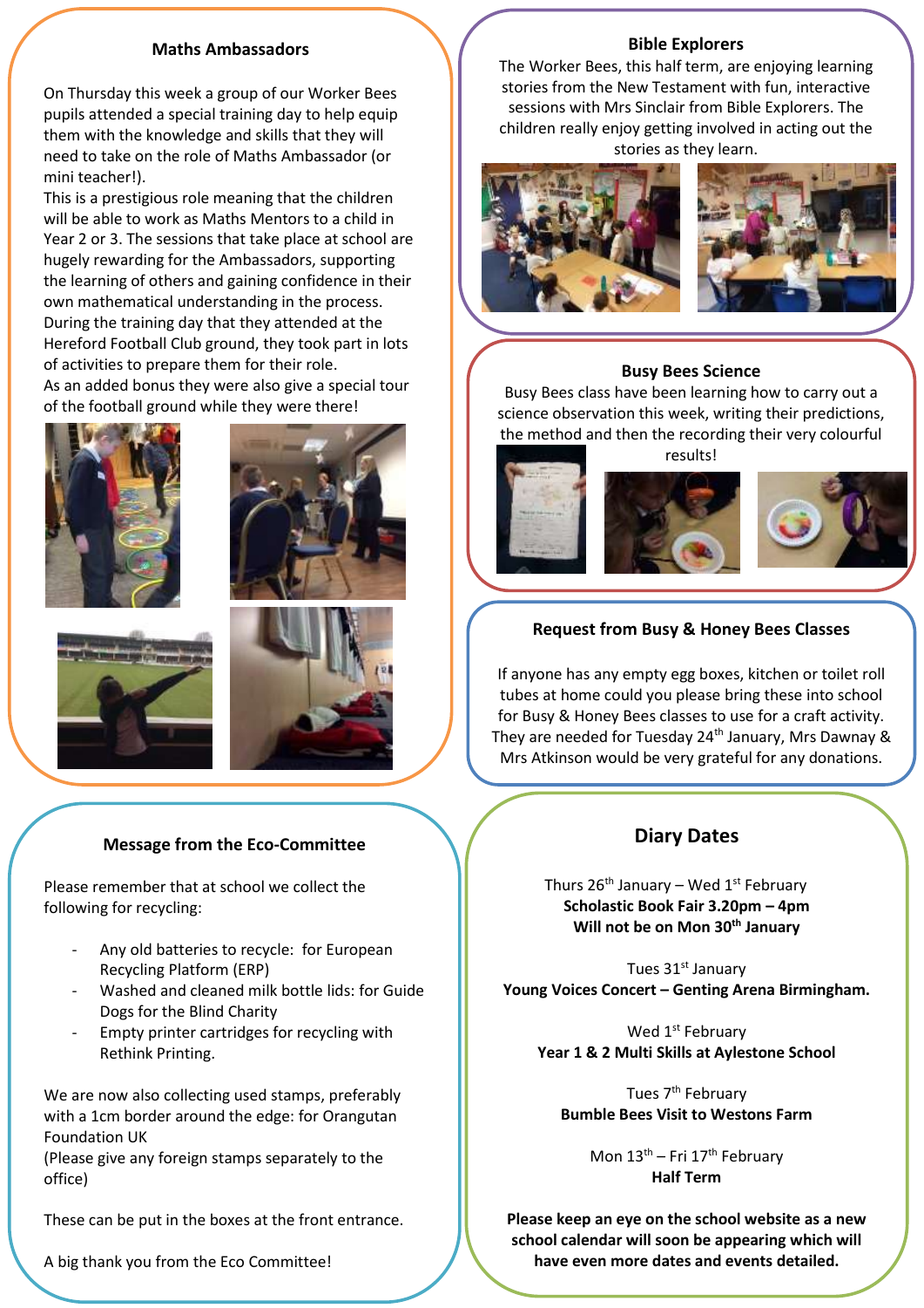## Maths Ambassadors

On Thursday this week a group of our Worker Bees pupils attended a special training day to help equip them with the knowledge and skills that they will need to take on the role of Maths Ambassador (or mini teacher!).

This is a prestigious role meaning that the children will be able to work as Maths Mentors to a child in Year 2 or 3. The sessions that take place at school are hugely rewarding for the Ambassadors, supporting the learning of others and gaining confidence in their own mathematical understanding in the process.

During the training day that they attended at the Hereford Football Club ground, they took part in lots of activities to prepare them for their role.

As an added bonus they were also give a special tour of the football ground while they were there!

## Bible Explorers

The Worker Bees, this half term, are enjoying learning stories from the New Testament with fun, interactive sessions with Mrs Sinclair from Bible Explorers. The children really enjoy getting involved in acting out the stories as they learn.

## Busy Bees Science

Busy Bees class have been learning how to carry out a science observation this week, writing their predictions, the method and then the recording their very colourful results!

## Request from Busy & Honey Bees Classes

If anyone has any empty egg boxes, kitchen or toilet roll tubes at home could you please bring these into school for Busy & Honey Bees classes to use for a craft activity. They are needed for Tuesday 24th January, Mrs Dawnay & Mrs Atkinson would be very grateful for any donations.

## Message from the Eco-Committee

Please remember that at school we collect the following for recycling:

- Any old batteries to recycle: for European Recycling Platform (ERP)
- Washed and cleaned milk bottle lids: for Guide Dogs for the Blind Charity
- Empty printer cartridges for recycling with Rethink Printing.

We are now also collecting used stamps, preferably with a 1cm border around the edge: for Orangutan Foundation UK

(Please give any foreign stamps separately to the office)

These can be put in the boxes at the front entrance.

A big thank you from the Eco Committee!

## Diary Dates

Thurs 26th January – Wed 1st February
**Scholastic Book Fair 3.20pm – 4pm**
**Will not be on Mon 30th January**

Tues 31st January
**Young Voices Concert – Genting Arena Birmingham.**

Wed 1st February
**Year 1 & 2 Multi Skills at Aylestone School**

Tues 7th February
**Bumble Bees Visit to Westons Farm**

Mon 13th – Fri 17th February
**Half Term**

**Please keep an eye on the school website as a new school calendar will soon be appearing which will have even more dates and events detailed.**